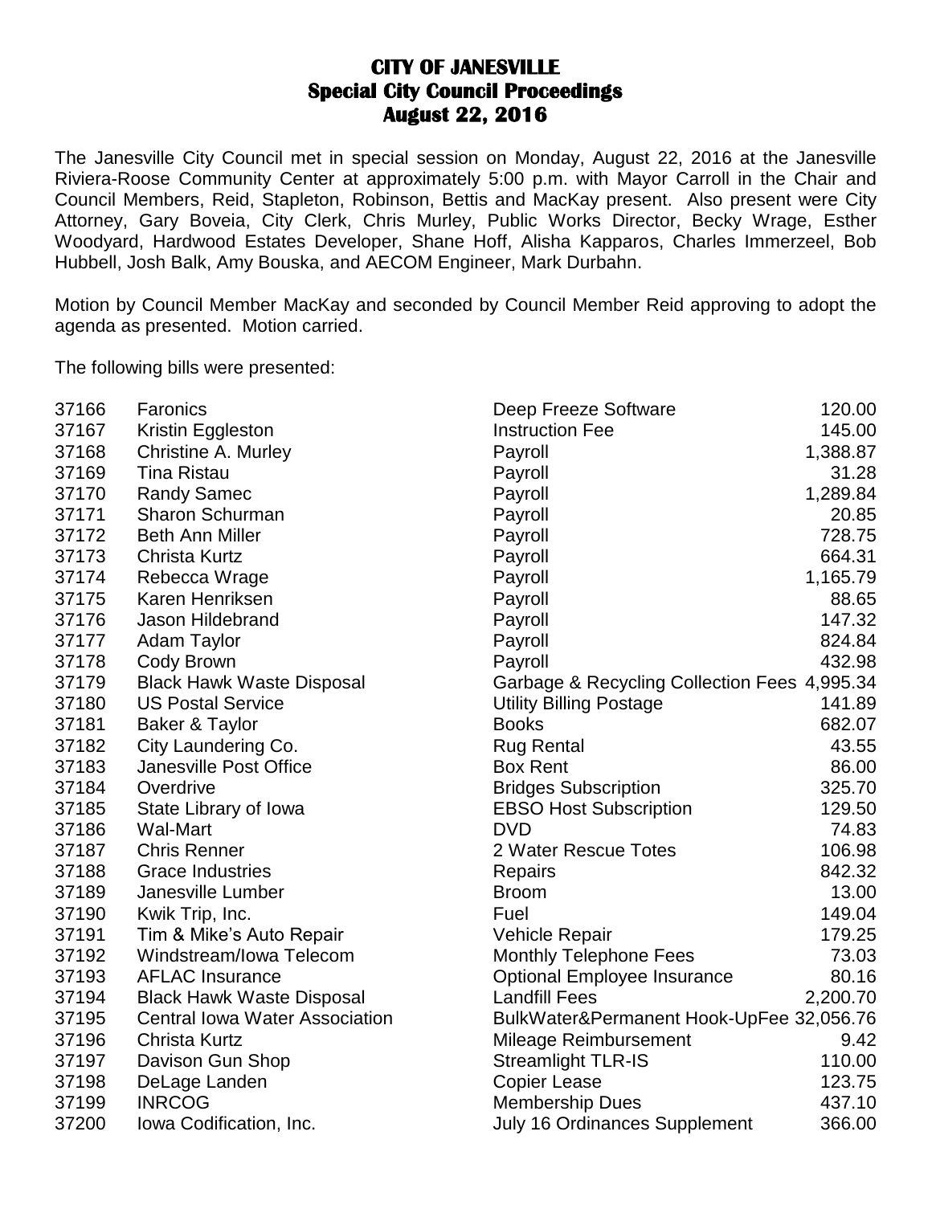# CITY OF JANESVILLE
## Special City Council Proceedings
## August 22, 2016

The Janesville City Council met in special session on Monday, August 22, 2016 at the Janesville Riviera-Roose Community Center at approximately 5:00 p.m. with Mayor Carroll in the Chair and Council Members, Reid, Stapleton, Robinson, Bettis and MacKay present. Also present were City Attorney, Gary Boveia, City Clerk, Chris Murley, Public Works Director, Becky Wrage, Esther Woodyard, Hardwood Estates Developer, Shane Hoff, Alisha Kapparos, Charles Immerzeel, Bob Hubbell, Josh Balk, Amy Bouska, and AECOM Engineer, Mark Durbahn.

Motion by Council Member MacKay and seconded by Council Member Reid approving to adopt the agenda as presented. Motion carried.

The following bills were presented:

| | | | |
|---|---|---|---|
| 37166 | Faronics | Deep Freeze Software | 120.00 |
| 37167 | Kristin Eggleston | Instruction Fee | 145.00 |
| 37168 | Christine A. Murley | Payroll | 1,388.87 |
| 37169 | Tina Ristau | Payroll | 31.28 |
| 37170 | Randy Samec | Payroll | 1,289.84 |
| 37171 | Sharon Schurman | Payroll | 20.85 |
| 37172 | Beth Ann Miller | Payroll | 728.75 |
| 37173 | Christa Kurtz | Payroll | 664.31 |
| 37174 | Rebecca Wrage | Payroll | 1,165.79 |
| 37175 | Karen Henriksen | Payroll | 88.65 |
| 37176 | Jason Hildebrand | Payroll | 147.32 |
| 37177 | Adam Taylor | Payroll | 824.84 |
| 37178 | Cody Brown | Payroll | 432.98 |
| 37179 | Black Hawk Waste Disposal | Garbage & Recycling Collection Fees | 4,995.34 |
| 37180 | US Postal Service | Utility Billing Postage | 141.89 |
| 37181 | Baker & Taylor | Books | 682.07 |
| 37182 | City Laundering Co. | Rug Rental | 43.55 |
| 37183 | Janesville Post Office | Box Rent | 86.00 |
| 37184 | Overdrive | Bridges Subscription | 325.70 |
| 37185 | State Library of Iowa | EBSO Host Subscription | 129.50 |
| 37186 | Wal-Mart | DVD | 74.83 |
| 37187 | Chris Renner | 2 Water Rescue Totes | 106.98 |
| 37188 | Grace Industries | Repairs | 842.32 |
| 37189 | Janesville Lumber | Broom | 13.00 |
| 37190 | Kwik Trip, Inc. | Fuel | 149.04 |
| 37191 | Tim & Mike's Auto Repair | Vehicle Repair | 179.25 |
| 37192 | Windstream/Iowa Telecom | Monthly Telephone Fees | 73.03 |
| 37193 | AFLAC Insurance | Optional Employee Insurance | 80.16 |
| 37194 | Black Hawk Waste Disposal | Landfill Fees | 2,200.70 |
| 37195 | Central Iowa Water Association | BulkWater&Permanent Hook-UpFee | 32,056.76 |
| 37196 | Christa Kurtz | Mileage Reimbursement | 9.42 |
| 37197 | Davison Gun Shop | Streamlight TLR-IS | 110.00 |
| 37198 | DeLage Landen | Copier Lease | 123.75 |
| 37199 | INRCOG | Membership Dues | 437.10 |
| 37200 | Iowa Codification, Inc. | July 16 Ordinances Supplement | 366.00 |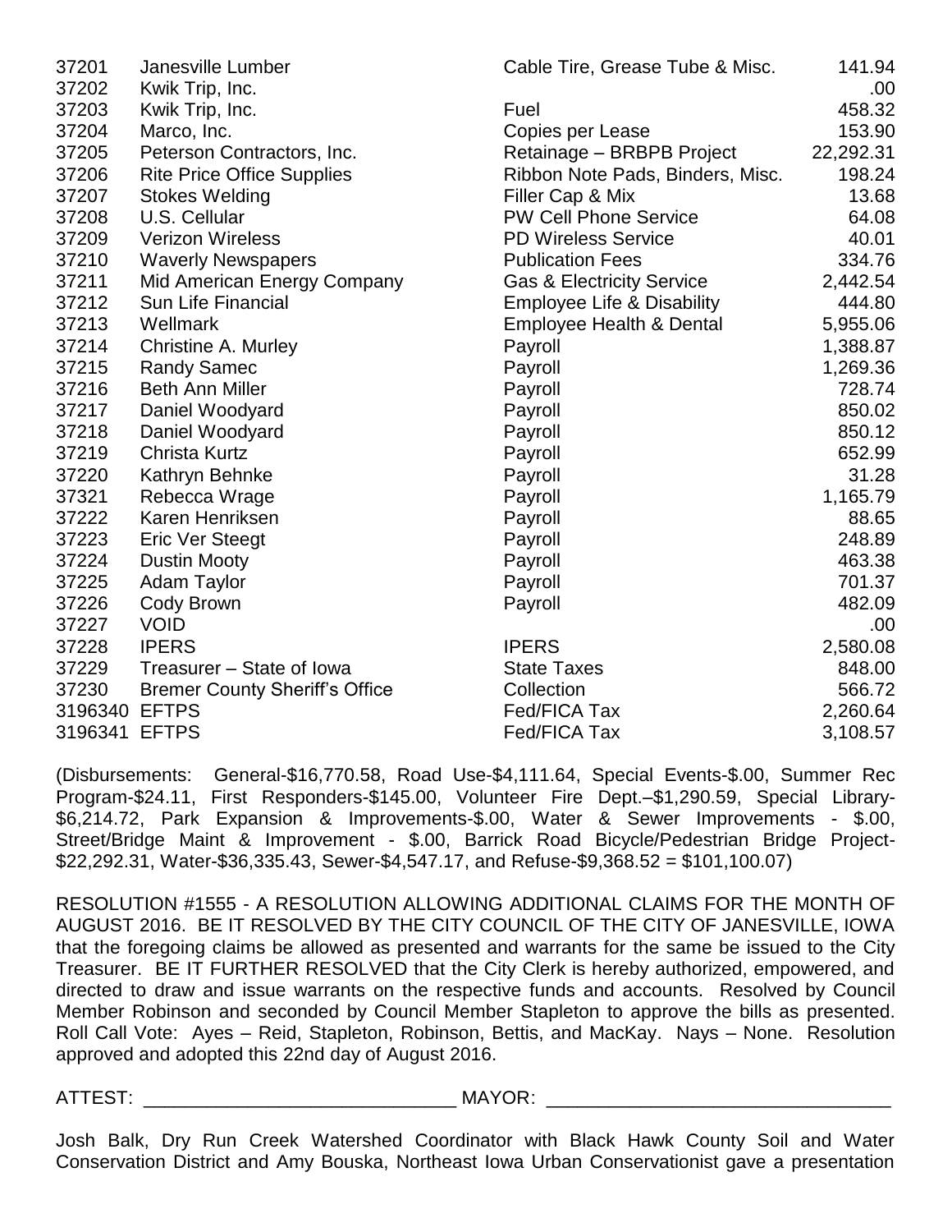| | | | |
|---|---|---|---|
| 37201 | Janesville Lumber | Cable Tire, Grease Tube & Misc. | 141.94 |
| 37202 | Kwik Trip, Inc. | | .00 |
| 37203 | Kwik Trip, Inc. | Fuel | 458.32 |
| 37204 | Marco, Inc. | Copies per Lease | 153.90 |
| 37205 | Peterson Contractors, Inc. | Retainage – BRBPB Project | 22,292.31 |
| 37206 | Rite Price Office Supplies | Ribbon Note Pads, Binders, Misc. | 198.24 |
| 37207 | Stokes Welding | Filler Cap & Mix | 13.68 |
| 37208 | U.S. Cellular | PW Cell Phone Service | 64.08 |
| 37209 | Verizon Wireless | PD Wireless Service | 40.01 |
| 37210 | Waverly Newspapers | Publication Fees | 334.76 |
| 37211 | Mid American Energy Company | Gas & Electricity Service | 2,442.54 |
| 37212 | Sun Life Financial | Employee Life & Disability | 444.80 |
| 37213 | Wellmark | Employee Health & Dental | 5,955.06 |
| 37214 | Christine A. Murley | Payroll | 1,388.87 |
| 37215 | Randy Samec | Payroll | 1,269.36 |
| 37216 | Beth Ann Miller | Payroll | 728.74 |
| 37217 | Daniel Woodyard | Payroll | 850.02 |
| 37218 | Daniel Woodyard | Payroll | 850.12 |
| 37219 | Christa Kurtz | Payroll | 652.99 |
| 37220 | Kathryn Behnke | Payroll | 31.28 |
| 37321 | Rebecca Wrage | Payroll | 1,165.79 |
| 37222 | Karen Henriksen | Payroll | 88.65 |
| 37223 | Eric Ver Steegt | Payroll | 248.89 |
| 37224 | Dustin Mooty | Payroll | 463.38 |
| 37225 | Adam Taylor | Payroll | 701.37 |
| 37226 | Cody Brown | Payroll | 482.09 |
| 37227 | VOID | | .00 |
| 37228 | IPERS | IPERS | 2,580.08 |
| 37229 | Treasurer – State of Iowa | State Taxes | 848.00 |
| 37230 | Bremer County Sheriff's Office | Collection | 566.72 |
| 3196340 | EFTPS | Fed/FICA Tax | 2,260.64 |
| 3196341 | EFTPS | Fed/FICA Tax | 3,108.57 |

(Disbursements: General-$16,770.58, Road Use-$4,111.64, Special Events-$.00, Summer Rec Program-$24.11, First Responders-$145.00, Volunteer Fire Dept.–$1,290.59, Special Library-$6,214.72, Park Expansion & Improvements-$.00, Water & Sewer Improvements - $.00, Street/Bridge Maint & Improvement - $.00, Barrick Road Bicycle/Pedestrian Bridge Project-$22,292.31, Water-$36,335.43, Sewer-$4,547.17, and Refuse-$9,368.52 = $101,100.07)

RESOLUTION #1555 - A RESOLUTION ALLOWING ADDITIONAL CLAIMS FOR THE MONTH OF AUGUST 2016. BE IT RESOLVED BY THE CITY COUNCIL OF THE CITY OF JANESVILLE, IOWA that the foregoing claims be allowed as presented and warrants for the same be issued to the City Treasurer. BE IT FURTHER RESOLVED that the City Clerk is hereby authorized, empowered, and directed to draw and issue warrants on the respective funds and accounts. Resolved by Council Member Robinson and seconded by Council Member Stapleton to approve the bills as presented. Roll Call Vote: Ayes – Reid, Stapleton, Robinson, Bettis, and MacKay. Nays – None. Resolution approved and adopted this 22nd day of August 2016.

ATTEST: ______________________________ MAYOR: _________________________________

Josh Balk, Dry Run Creek Watershed Coordinator with Black Hawk County Soil and Water Conservation District and Amy Bouska, Northeast Iowa Urban Conservationist gave a presentation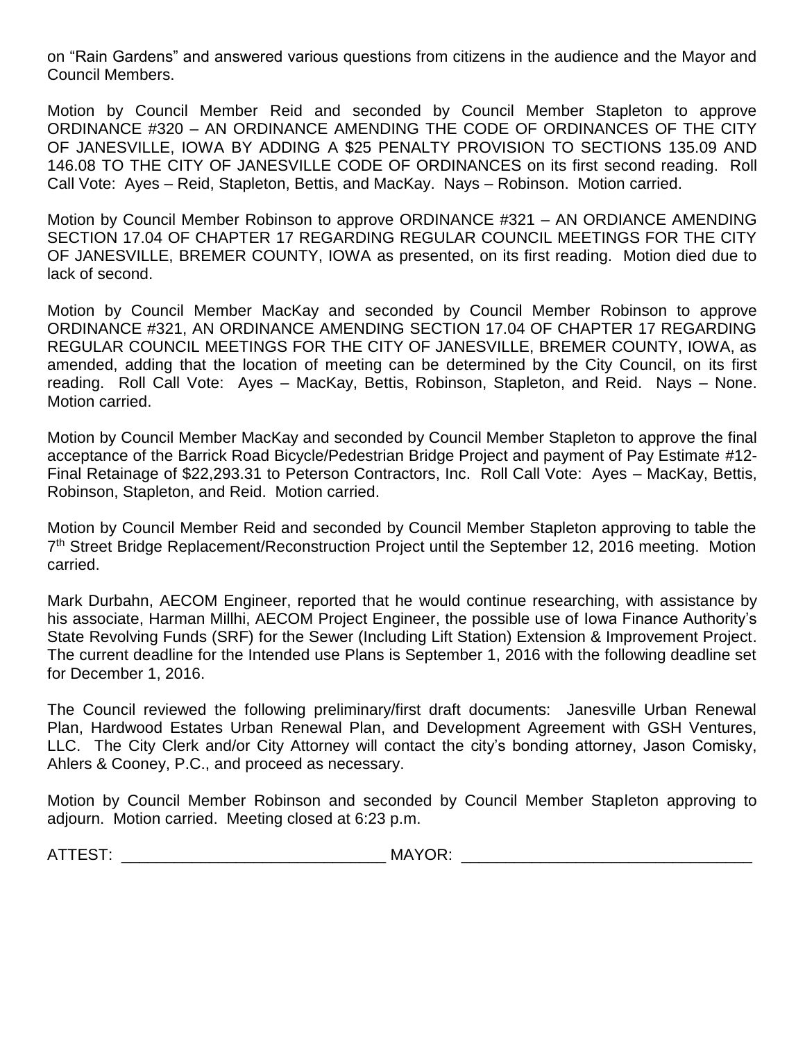on "Rain Gardens" and answered various questions from citizens in the audience and the Mayor and Council Members.

Motion by Council Member Reid and seconded by Council Member Stapleton to approve ORDINANCE #320 – AN ORDINANCE AMENDING THE CODE OF ORDINANCES OF THE CITY OF JANESVILLE, IOWA BY ADDING A $25 PENALTY PROVISION TO SECTIONS 135.09 AND 146.08 TO THE CITY OF JANESVILLE CODE OF ORDINANCES on its first second reading. Roll Call Vote: Ayes – Reid, Stapleton, Bettis, and MacKay. Nays – Robinson. Motion carried.

Motion by Council Member Robinson to approve ORDINANCE #321 – AN ORDIANCE AMENDING SECTION 17.04 OF CHAPTER 17 REGARDING REGULAR COUNCIL MEETINGS FOR THE CITY OF JANESVILLE, BREMER COUNTY, IOWA as presented, on its first reading. Motion died due to lack of second.

Motion by Council Member MacKay and seconded by Council Member Robinson to approve ORDINANCE #321, AN ORDINANCE AMENDING SECTION 17.04 OF CHAPTER 17 REGARDING REGULAR COUNCIL MEETINGS FOR THE CITY OF JANESVILLE, BREMER COUNTY, IOWA, as amended, adding that the location of meeting can be determined by the City Council, on its first reading. Roll Call Vote: Ayes – MacKay, Bettis, Robinson, Stapleton, and Reid. Nays – None. Motion carried.

Motion by Council Member MacKay and seconded by Council Member Stapleton to approve the final acceptance of the Barrick Road Bicycle/Pedestrian Bridge Project and payment of Pay Estimate #12-Final Retainage of $22,293.31 to Peterson Contractors, Inc. Roll Call Vote: Ayes – MacKay, Bettis, Robinson, Stapleton, and Reid. Motion carried.

Motion by Council Member Reid and seconded by Council Member Stapleton approving to table the 7th Street Bridge Replacement/Reconstruction Project until the September 12, 2016 meeting. Motion carried.

Mark Durbahn, AECOM Engineer, reported that he would continue researching, with assistance by his associate, Harman Millhi, AECOM Project Engineer, the possible use of Iowa Finance Authority's State Revolving Funds (SRF) for the Sewer (Including Lift Station) Extension & Improvement Project. The current deadline for the Intended use Plans is September 1, 2016 with the following deadline set for December 1, 2016.

The Council reviewed the following preliminary/first draft documents: Janesville Urban Renewal Plan, Hardwood Estates Urban Renewal Plan, and Development Agreement with GSH Ventures, LLC. The City Clerk and/or City Attorney will contact the city's bonding attorney, Jason Comisky, Ahlers & Cooney, P.C., and proceed as necessary.

Motion by Council Member Robinson and seconded by Council Member Stapleton approving to adjourn. Motion carried. Meeting closed at 6:23 p.m.

ATTEST: ______________________________ MAYOR: ________________________________